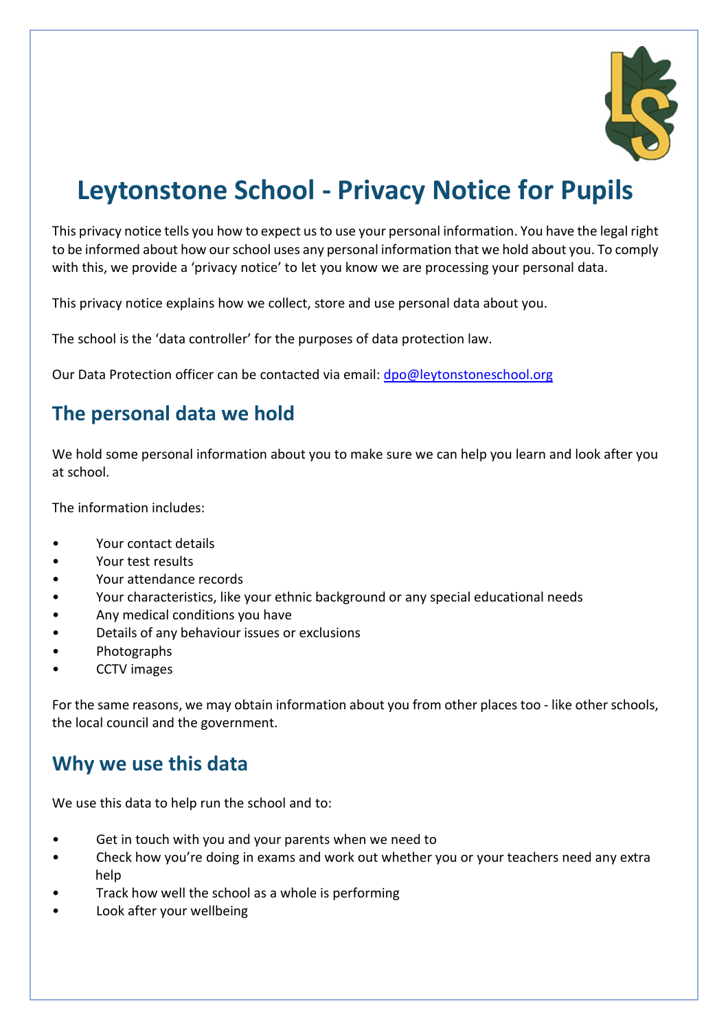# Leytonstone School - Privacy Notice for Pupils

This privacy notice tells you how to expect us to use your personal information. You have the legal right to be informed about how our school uses any personal information that we hold about you. To comply with this, we provide a 'privacy notice' to let you know we are processing your personal data.

This privacy notice explains how we collect, store and use personal data about you.

The school is the 'data controller' for the purposes of data protection law.

Our Data Protection officer can be contacted via email: dpo@leytonstoneschool.org

## The personal data we hold

We hold some personal information about you to make sure we can help you learn and look after you at school.

The information includes:

- Your contact details
- Your test results
- Your attendance records
- Your characteristics, like your ethnic background or any special educational needs
- Any medical conditions you have
- Details of any behaviour issues or exclusions
- Photographs
- CCTV images

For the same reasons, we may obtain information about you from other places too - like other schools, the local council and the government.

## Why we use this data

We use this data to help run the school and to:

- Get in touch with you and your parents when we need to
- Check how you're doing in exams and work out whether you or your teachers need any extra help
- Track how well the school as a whole is performing
- Look after your wellbeing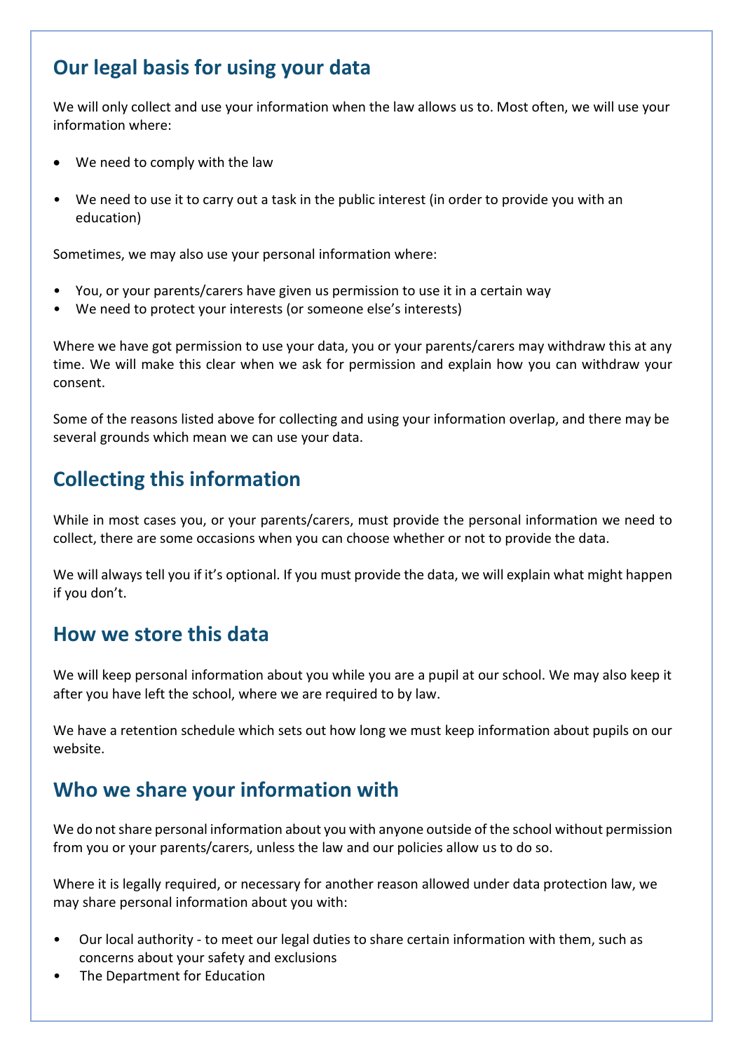## Our legal basis for using your data

We will only collect and use your information when the law allows us to. Most often, we will use your information where:

- We need to comply with the law
- We need to use it to carry out a task in the public interest (in order to provide you with an education)

Sometimes, we may also use your personal information where:

- You, or your parents/carers have given us permission to use it in a certain way
- We need to protect your interests (or someone else's interests)

Where we have got permission to use your data, you or your parents/carers may withdraw this at any time. We will make this clear when we ask for permission and explain how you can withdraw your consent.

Some of the reasons listed above for collecting and using your information overlap, and there may be several grounds which mean we can use your data.

## Collecting this information

While in most cases you, or your parents/carers, must provide the personal information we need to collect, there are some occasions when you can choose whether or not to provide the data.

We will always tell you if it's optional. If you must provide the data, we will explain what might happen if you don't.

## How we store this data

We will keep personal information about you while you are a pupil at our school. We may also keep it after you have left the school, where we are required to by law.

We have a retention schedule which sets out how long we must keep information about pupils on our website.

## Who we share your information with

We do not share personal information about you with anyone outside of the school without permission from you or your parents/carers, unless the law and our policies allow us to do so.

Where it is legally required, or necessary for another reason allowed under data protection law, we may share personal information about you with:

- Our local authority - to meet our legal duties to share certain information with them, such as concerns about your safety and exclusions
- The Department for Education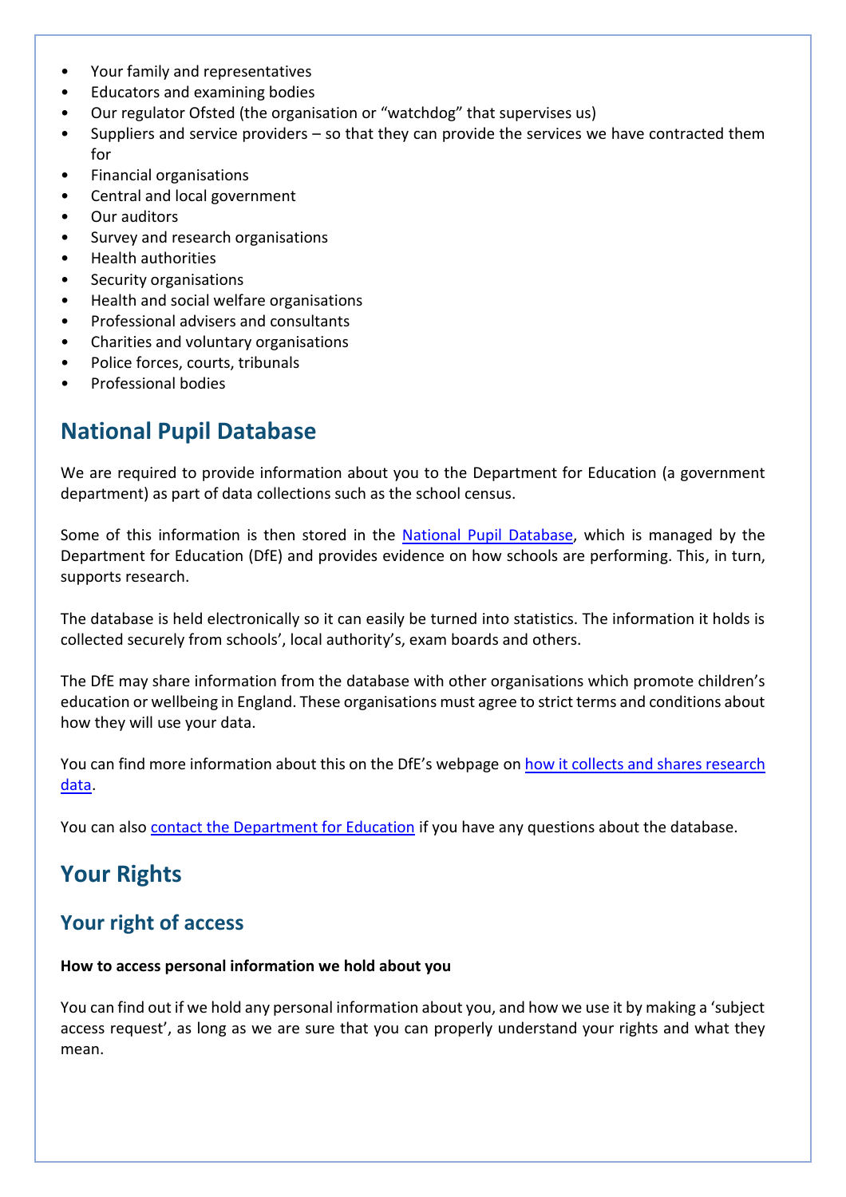- Your family and representatives
- Educators and examining bodies
- Our regulator Ofsted (the organisation or "watchdog" that supervises us)
- Suppliers and service providers – so that they can provide the services we have contracted them for
- Financial organisations
- Central and local government
- Our auditors
- Survey and research organisations
- Health authorities
- Security organisations
- Health and social welfare organisations
- Professional advisers and consultants
- Charities and voluntary organisations
- Police forces, courts, tribunals
- Professional bodies

## National Pupil Database

We are required to provide information about you to the Department for Education (a government department) as part of data collections such as the school census.

Some of this information is then stored in the National Pupil Database, which is managed by the Department for Education (DfE) and provides evidence on how schools are performing. This, in turn, supports research.

The database is held electronically so it can easily be turned into statistics. The information it holds is collected securely from schools', local authority's, exam boards and others.

The DfE may share information from the database with other organisations which promote children's education or wellbeing in England. These organisations must agree to strict terms and conditions about how they will use your data.

You can find more information about this on the DfE's webpage on how it collects and shares research data.

You can also contact the Department for Education if you have any questions about the database.

## Your Rights

### Your right of access

**How to access personal information we hold about you**

You can find out if we hold any personal information about you, and how we use it by making a 'subject access request', as long as we are sure that you can properly understand your rights and what they mean.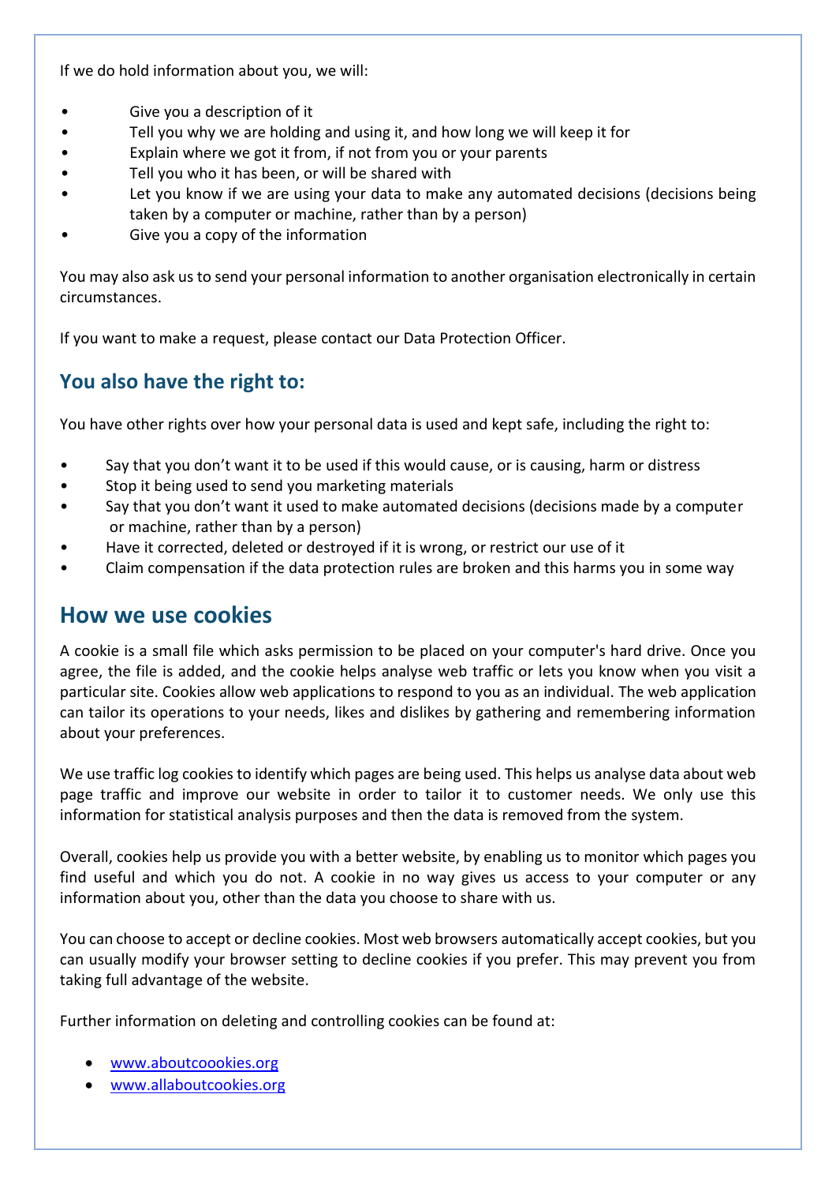If we do hold information about you, we will:

- Give you a description of it
- Tell you why we are holding and using it, and how long we will keep it for
- Explain where we got it from, if not from you or your parents
- Tell you who it has been, or will be shared with
- Let you know if we are using your data to make any automated decisions (decisions being taken by a computer or machine, rather than by a person)
- Give you a copy of the information

You may also ask us to send your personal information to another organisation electronically in certain circumstances.

If you want to make a request, please contact our Data Protection Officer.

## You also have the right to:

You have other rights over how your personal data is used and kept safe, including the right to:

- Say that you don't want it to be used if this would cause, or is causing, harm or distress
- Stop it being used to send you marketing materials
- Say that you don't want it used to make automated decisions (decisions made by a computer or machine, rather than by a person)
- Have it corrected, deleted or destroyed if it is wrong, or restrict our use of it
- Claim compensation if the data protection rules are broken and this harms you in some way

# How we use cookies

A cookie is a small file which asks permission to be placed on your computer's hard drive. Once you agree, the file is added, and the cookie helps analyse web traffic or lets you know when you visit a particular site. Cookies allow web applications to respond to you as an individual. The web application can tailor its operations to your needs, likes and dislikes by gathering and remembering information about your preferences.

We use traffic log cookies to identify which pages are being used. This helps us analyse data about web page traffic and improve our website in order to tailor it to customer needs. We only use this information for statistical analysis purposes and then the data is removed from the system.

Overall, cookies help us provide you with a better website, by enabling us to monitor which pages you find useful and which you do not. A cookie in no way gives us access to your computer or any information about you, other than the data you choose to share with us.

You can choose to accept or decline cookies. Most web browsers automatically accept cookies, but you can usually modify your browser setting to decline cookies if you prefer. This may prevent you from taking full advantage of the website.

Further information on deleting and controlling cookies can be found at:

- [www.aboutcoookies.org](www.aboutcoookies.org)
- [www.allaboutcookies.org](www.allaboutcookies.org)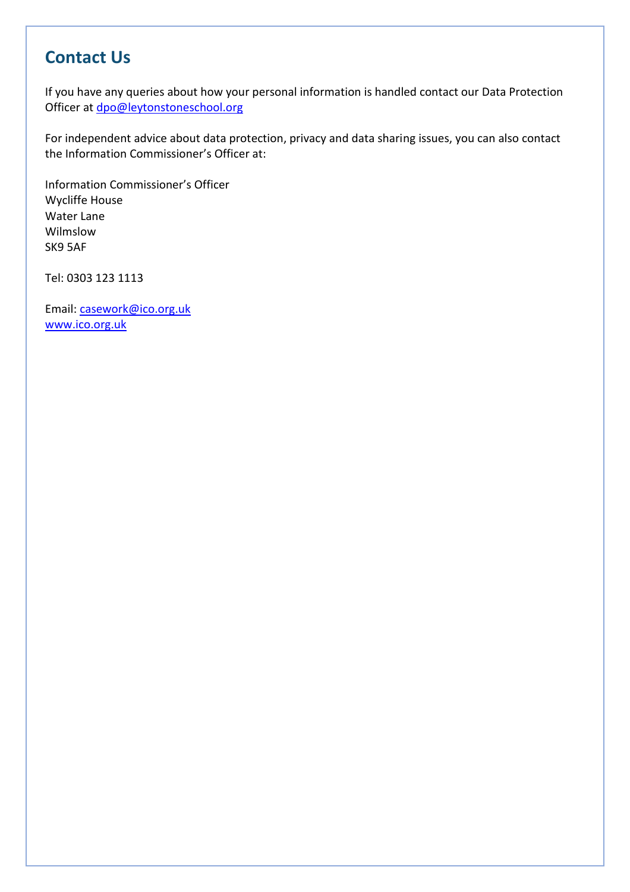## Contact Us

If you have any queries about how your personal information is handled contact our Data Protection Officer at dpo@leytonstoneschool.org

For independent advice about data protection, privacy and data sharing issues, you can also contact the Information Commissioner's Officer at:

Information Commissioner's Officer  
Wycliffe House  
Water Lane  
Wilmslow  
SK9 5AF

Tel: 0303 123 1113

Email: casework@ico.org.uk  
www.ico.org.uk